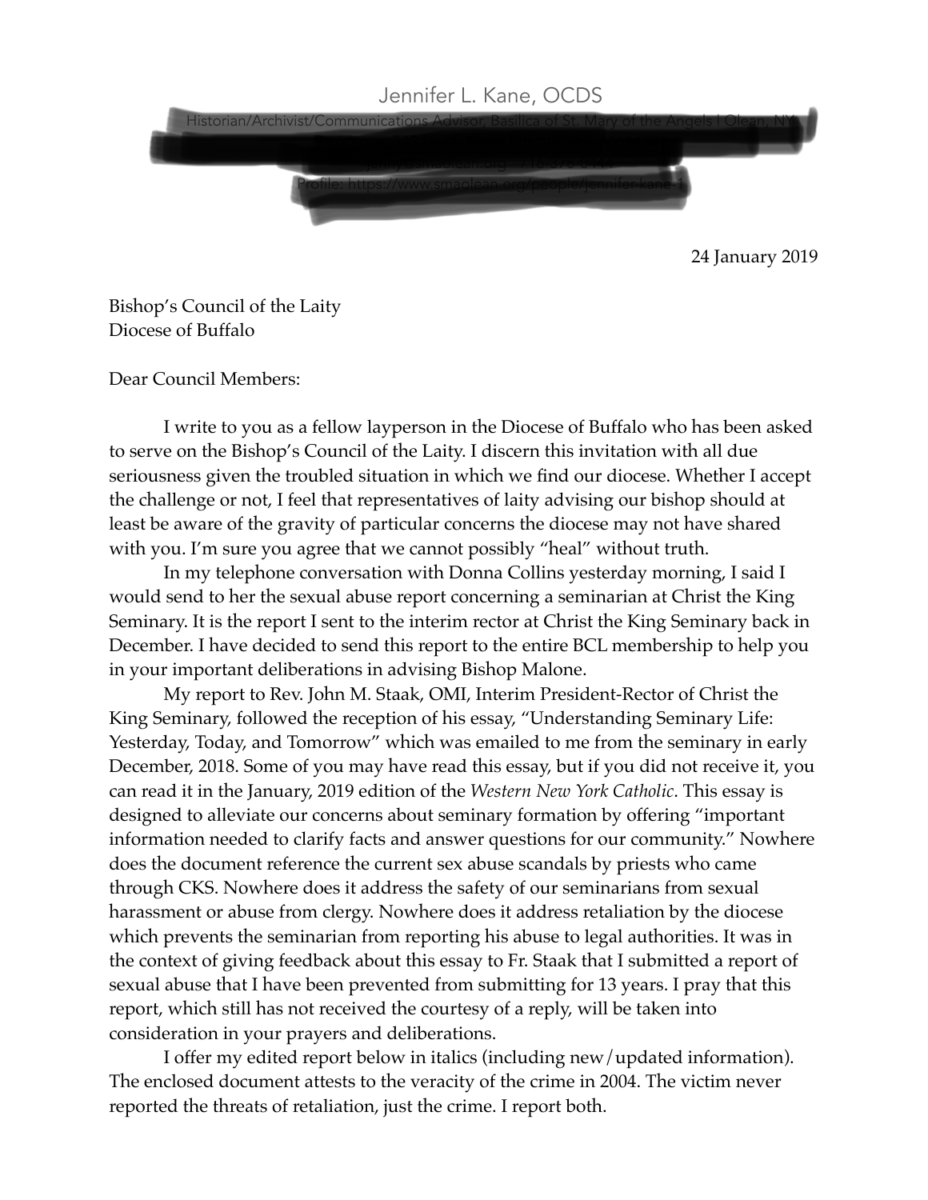Jennifer L. Kane, OCDS

[redacted]

24 January 2019

Bishop's Council of the Laity
Diocese of Buffalo

Dear Council Members:

I write to you as a fellow layperson in the Diocese of Buffalo who has been asked to serve on the Bishop's Council of the Laity. I discern this invitation with all due seriousness given the troubled situation in which we find our diocese. Whether I accept the challenge or not, I feel that representatives of laity advising our bishop should at least be aware of the gravity of particular concerns the diocese may not have shared with you. I'm sure you agree that we cannot possibly "heal" without truth.

In my telephone conversation with Donna Collins yesterday morning, I said I would send to her the sexual abuse report concerning a seminarian at Christ the King Seminary. It is the report I sent to the interim rector at Christ the King Seminary back in December. I have decided to send this report to the entire BCL membership to help you in your important deliberations in advising Bishop Malone.

My report to Rev. John M. Staak, OMI, Interim President-Rector of Christ the King Seminary, followed the reception of his essay, "Understanding Seminary Life: Yesterday, Today, and Tomorrow" which was emailed to me from the seminary in early December, 2018. Some of you may have read this essay, but if you did not receive it, you can read it in the January, 2019 edition of the *Western New York Catholic*. This essay is designed to alleviate our concerns about seminary formation by offering "important information needed to clarify facts and answer questions for our community." Nowhere does the document reference the current sex abuse scandals by priests who came through CKS. Nowhere does it address the safety of our seminarians from sexual harassment or abuse from clergy. Nowhere does it address retaliation by the diocese which prevents the seminarian from reporting his abuse to legal authorities. It was in the context of giving feedback about this essay to Fr. Staak that I submitted a report of sexual abuse that I have been prevented from submitting for 13 years. I pray that this report, which still has not received the courtesy of a reply, will be taken into consideration in your prayers and deliberations.

I offer my edited report below in italics (including new/updated information). The enclosed document attests to the veracity of the crime in 2004. The victim never reported the threats of retaliation, just the crime. I report both.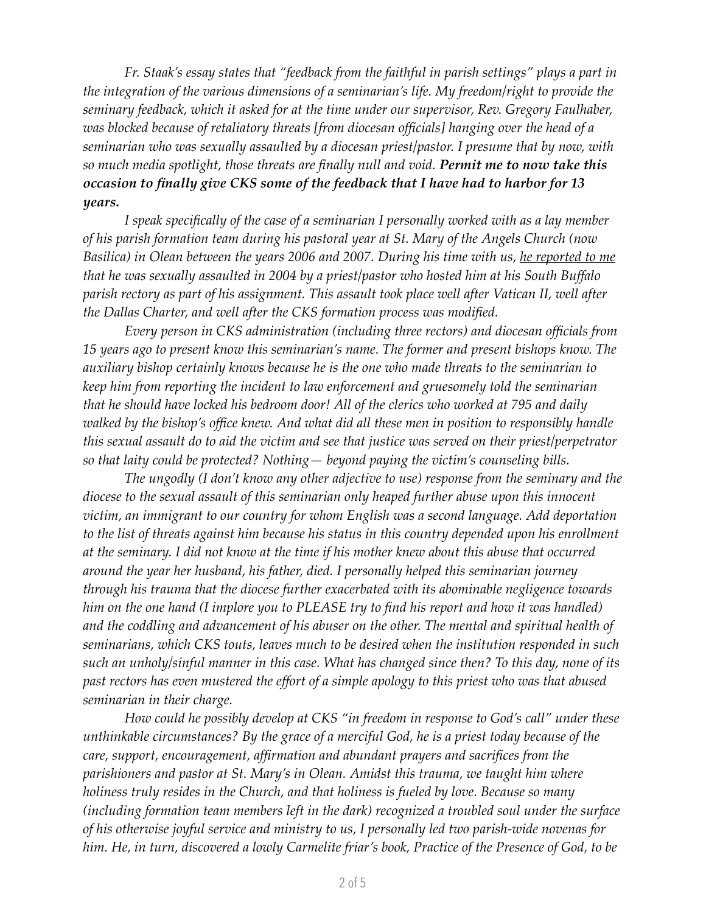*Fr. Staak's essay states that "feedback from the faithful in parish settings" plays a part in the integration of the various dimensions of a seminarian's life. My freedom/right to provide the seminary feedback, which it asked for at the time under our supervisor, Rev. Gregory Faulhaber, was blocked because of retaliatory threats [from diocesan officials] hanging over the head of a seminarian who was sexually assaulted by a diocesan priest/pastor. I presume that by now, with so much media spotlight, those threats are finally null and void.* ***Permit me to now take this occasion to finally give CKS some of the feedback that I have had to harbor for 13 years.***

*I speak specifically of the case of a seminarian I personally worked with as a lay member of his parish formation team during his pastoral year at St. Mary of the Angels Church (now Basilica) in Olean between the years 2006 and 2007. During his time with us, <u>he reported to me</u> that he was sexually assaulted in 2004 by a priest/pastor who hosted him at his South Buffalo parish rectory as part of his assignment. This assault took place well after Vatican II, well after the Dallas Charter, and well after the CKS formation process was modified.*

*Every person in CKS administration (including three rectors) and diocesan officials from 15 years ago to present know this seminarian's name. The former and present bishops know. The auxiliary bishop certainly knows because he is the one who made threats to the seminarian to keep him from reporting the incident to law enforcement and gruesomely told the seminarian that he should have locked his bedroom door! All of the clerics who worked at 795 and daily walked by the bishop's office knew. And what did all these men in position to responsibly handle this sexual assault do to aid the victim and see that justice was served on their priest/perpetrator so that laity could be protected? Nothing— beyond paying the victim's counseling bills.*

*The ungodly (I don't know any other adjective to use) response from the seminary and the diocese to the sexual assault of this seminarian only heaped further abuse upon this innocent victim, an immigrant to our country for whom English was a second language. Add deportation to the list of threats against him because his status in this country depended upon his enrollment at the seminary. I did not know at the time if his mother knew about this abuse that occurred around the year her husband, his father, died. I personally helped this seminarian journey through his trauma that the diocese further exacerbated with its abominable negligence towards him on the one hand (I implore you to PLEASE try to find his report and how it was handled) and the coddling and advancement of his abuser on the other. The mental and spiritual health of seminarians, which CKS touts, leaves much to be desired when the institution responded in such such an unholy/sinful manner in this case. What has changed since then? To this day, none of its past rectors has even mustered the effort of a simple apology to this priest who was that abused seminarian in their charge.*

*How could he possibly develop at CKS "in freedom in response to God's call" under these unthinkable circumstances? By the grace of a merciful God, he is a priest today because of the care, support, encouragement, affirmation and abundant prayers and sacrifices from the parishioners and pastor at St. Mary's in Olean. Amidst this trauma, we taught him where holiness truly resides in the Church, and that holiness is fueled by love. Because so many (including formation team members left in the dark) recognized a troubled soul under the surface of his otherwise joyful service and ministry to us, I personally led two parish-wide novenas for him. He, in turn, discovered a lowly Carmelite friar's book, Practice of the Presence of God, to be*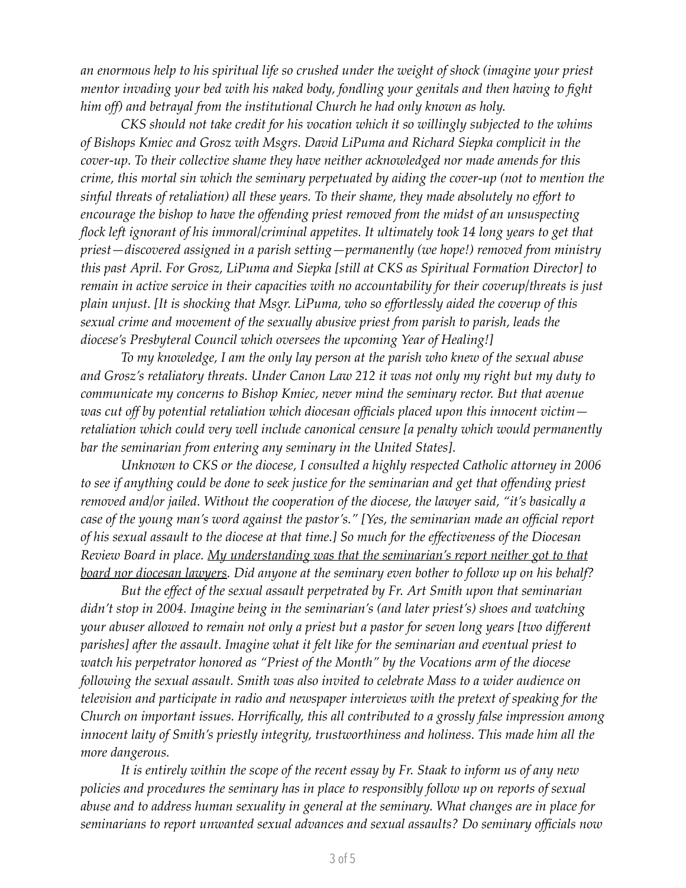*an enormous help to his spiritual life so crushed under the weight of shock (imagine your priest mentor invading your bed with his naked body, fondling your genitals and then having to fight him off) and betrayal from the institutional Church he had only known as holy.*

*CKS should not take credit for his vocation which it so willingly subjected to the whims of Bishops Kmiec and Grosz with Msgrs. David LiPuma and Richard Siepka complicit in the cover-up. To their collective shame they have neither acknowledged nor made amends for this crime, this mortal sin which the seminary perpetuated by aiding the cover-up (not to mention the sinful threats of retaliation) all these years. To their shame, they made absolutely no effort to encourage the bishop to have the offending priest removed from the midst of an unsuspecting flock left ignorant of his immoral/criminal appetites. It ultimately took 14 long years to get that priest—discovered assigned in a parish setting—permanently (we hope!) removed from ministry this past April. For Grosz, LiPuma and Siepka [still at CKS as Spiritual Formation Director] to remain in active service in their capacities with no accountability for their coverup/threats is just plain unjust. [It is shocking that Msgr. LiPuma, who so effortlessly aided the coverup of this sexual crime and movement of the sexually abusive priest from parish to parish, leads the diocese's Presbyteral Council which oversees the upcoming Year of Healing!]*

*To my knowledge, I am the only lay person at the parish who knew of the sexual abuse and Grosz's retaliatory threats. Under Canon Law 212 it was not only my right but my duty to communicate my concerns to Bishop Kmiec, never mind the seminary rector. But that avenue was cut off by potential retaliation which diocesan officials placed upon this innocent victim—retaliation which could very well include canonical censure [a penalty which would permanently bar the seminarian from entering any seminary in the United States].*

*Unknown to CKS or the diocese, I consulted a highly respected Catholic attorney in 2006 to see if anything could be done to seek justice for the seminarian and get that offending priest removed and/or jailed. Without the cooperation of the diocese, the lawyer said, "it's basically a case of the young man's word against the pastor's." [Yes, the seminarian made an official report of his sexual assault to the diocese at that time.] So much for the effectiveness of the Diocesan Review Board in place. <u>My understanding was that the seminarian's report neither got to that board nor diocesan lawyers</u>. Did anyone at the seminary even bother to follow up on his behalf?*

*But the effect of the sexual assault perpetrated by Fr. Art Smith upon that seminarian didn't stop in 2004. Imagine being in the seminarian's (and later priest's) shoes and watching your abuser allowed to remain not only a priest but a pastor for seven long years [two different parishes] after the assault. Imagine what it felt like for the seminarian and eventual priest to watch his perpetrator honored as "Priest of the Month" by the Vocations arm of the diocese following the sexual assault. Smith was also invited to celebrate Mass to a wider audience on television and participate in radio and newspaper interviews with the pretext of speaking for the Church on important issues. Horrifically, this all contributed to a grossly false impression among innocent laity of Smith's priestly integrity, trustworthiness and holiness. This made him all the more dangerous.*

*It is entirely within the scope of the recent essay by Fr. Staak to inform us of any new policies and procedures the seminary has in place to responsibly follow up on reports of sexual abuse and to address human sexuality in general at the seminary. What changes are in place for seminarians to report unwanted sexual advances and sexual assaults? Do seminary officials now*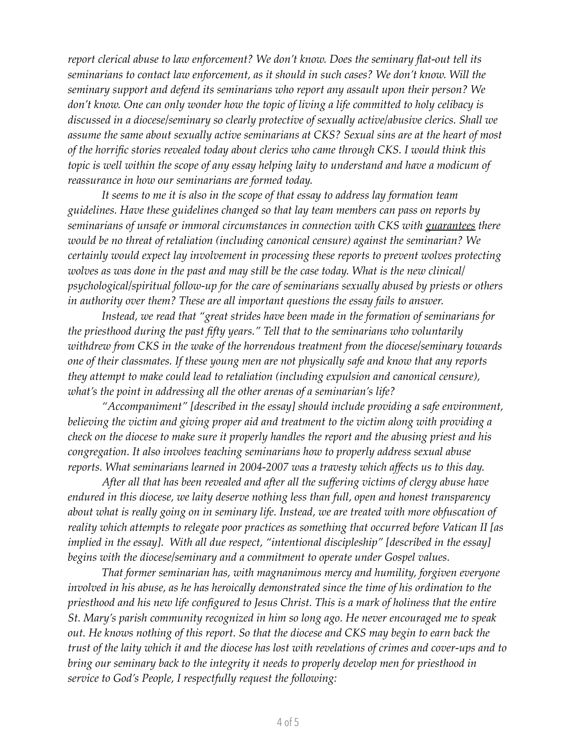*report clerical abuse to law enforcement? We don't know. Does the seminary flat-out tell its seminarians to contact law enforcement, as it should in such cases? We don't know. Will the seminary support and defend its seminarians who report any assault upon their person? We don't know. One can only wonder how the topic of living a life committed to holy celibacy is discussed in a diocese/seminary so clearly protective of sexually active/abusive clerics. Shall we assume the same about sexually active seminarians at CKS? Sexual sins are at the heart of most of the horrific stories revealed today about clerics who came through CKS. I would think this topic is well within the scope of any essay helping laity to understand and have a modicum of reassurance in how our seminarians are formed today.*

*It seems to me it is also in the scope of that essay to address lay formation team guidelines. Have these guidelines changed so that lay team members can pass on reports by seminarians of unsafe or immoral circumstances in connection with CKS with <u>guarantees</u> there would be no threat of retaliation (including canonical censure) against the seminarian? We certainly would expect lay involvement in processing these reports to prevent wolves protecting wolves as was done in the past and may still be the case today. What is the new clinical/psychological/spiritual follow-up for the care of seminarians sexually abused by priests or others in authority over them? These are all important questions the essay fails to answer.*

*Instead, we read that "great strides have been made in the formation of seminarians for the priesthood during the past fifty years." Tell that to the seminarians who voluntarily withdrew from CKS in the wake of the horrendous treatment from the diocese/seminary towards one of their classmates. If these young men are not physically safe and know that any reports they attempt to make could lead to retaliation (including expulsion and canonical censure), what's the point in addressing all the other arenas of a seminarian's life?*

*"Accompaniment" [described in the essay] should include providing a safe environment, believing the victim and giving proper aid and treatment to the victim along with providing a check on the diocese to make sure it properly handles the report and the abusing priest and his congregation. It also involves teaching seminarians how to properly address sexual abuse reports. What seminarians learned in 2004-2007 was a travesty which affects us to this day.*

*After all that has been revealed and after all the suffering victims of clergy abuse have endured in this diocese, we laity deserve nothing less than full, open and honest transparency about what is really going on in seminary life. Instead, we are treated with more obfuscation of reality which attempts to relegate poor practices as something that occurred before Vatican II [as implied in the essay]. With all due respect, "intentional discipleship" [described in the essay] begins with the diocese/seminary and a commitment to operate under Gospel values.*

*That former seminarian has, with magnanimous mercy and humility, forgiven everyone involved in his abuse, as he has heroically demonstrated since the time of his ordination to the priesthood and his new life configured to Jesus Christ. This is a mark of holiness that the entire St. Mary's parish community recognized in him so long ago. He never encouraged me to speak out. He knows nothing of this report. So that the diocese and CKS may begin to earn back the trust of the laity which it and the diocese has lost with revelations of crimes and cover-ups and to bring our seminary back to the integrity it needs to properly develop men for priesthood in service to God's People, I respectfully request the following:*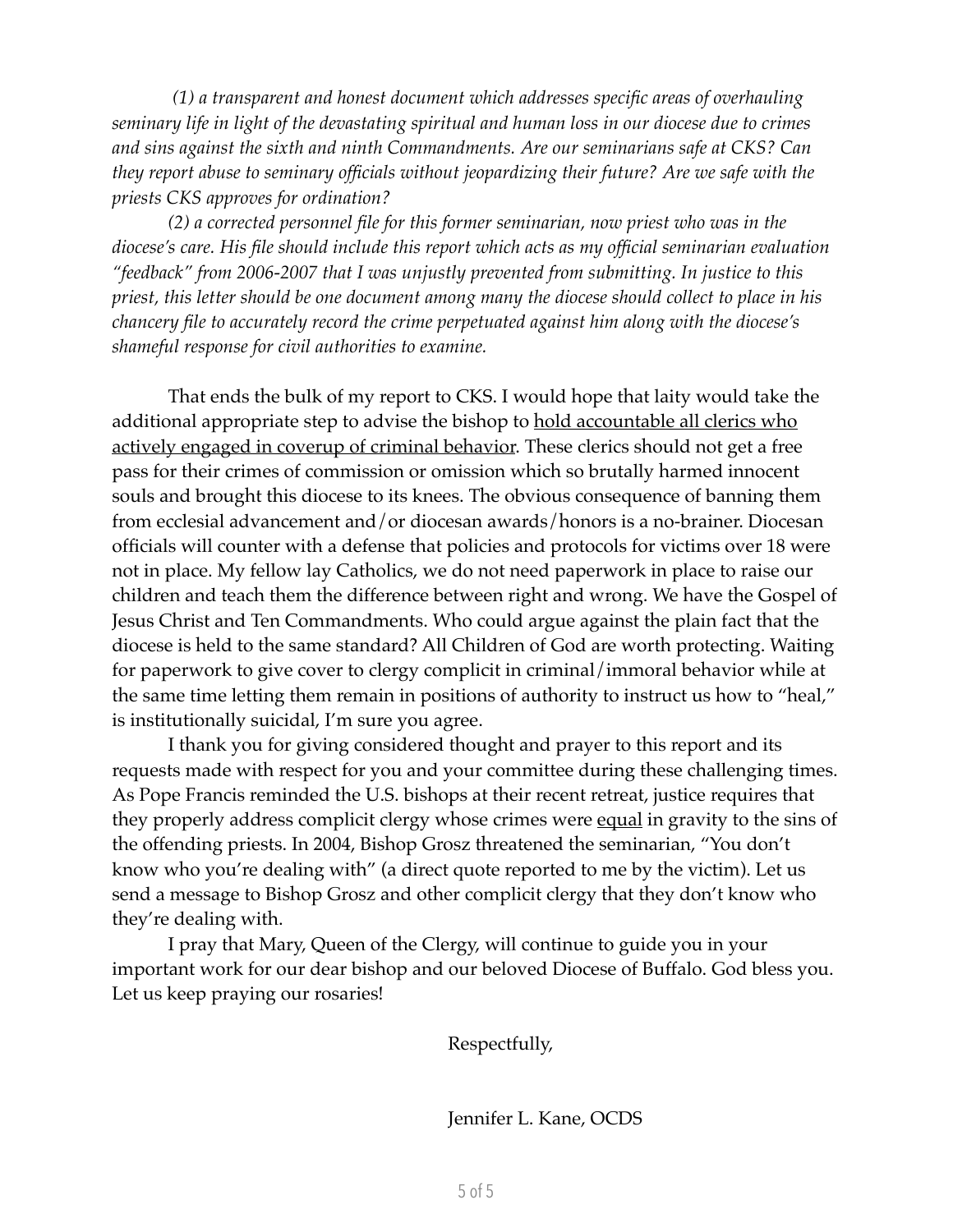*(1) a transparent and honest document which addresses specific areas of overhauling seminary life in light of the devastating spiritual and human loss in our diocese due to crimes and sins against the sixth and ninth Commandments. Are our seminarians safe at CKS? Can they report abuse to seminary officials without jeopardizing their future? Are we safe with the priests CKS approves for ordination?*

*(2) a corrected personnel file for this former seminarian, now priest who was in the diocese's care. His file should include this report which acts as my official seminarian evaluation "feedback" from 2006-2007 that I was unjustly prevented from submitting. In justice to this priest, this letter should be one document among many the diocese should collect to place in his chancery file to accurately record the crime perpetuated against him along with the diocese's shameful response for civil authorities to examine.*

That ends the bulk of my report to CKS. I would hope that laity would take the additional appropriate step to advise the bishop to <u>hold accountable all clerics who actively engaged in coverup of criminal behavior</u>. These clerics should not get a free pass for their crimes of commission or omission which so brutally harmed innocent souls and brought this diocese to its knees. The obvious consequence of banning them from ecclesial advancement and/or diocesan awards/honors is a no-brainer. Diocesan officials will counter with a defense that policies and protocols for victims over 18 were not in place. My fellow lay Catholics, we do not need paperwork in place to raise our children and teach them the difference between right and wrong. We have the Gospel of Jesus Christ and Ten Commandments. Who could argue against the plain fact that the diocese is held to the same standard? All Children of God are worth protecting. Waiting for paperwork to give cover to clergy complicit in criminal/immoral behavior while at the same time letting them remain in positions of authority to instruct us how to "heal," is institutionally suicidal, I'm sure you agree.

I thank you for giving considered thought and prayer to this report and its requests made with respect for you and your committee during these challenging times. As Pope Francis reminded the U.S. bishops at their recent retreat, justice requires that they properly address complicit clergy whose crimes were <u>equal</u> in gravity to the sins of the offending priests. In 2004, Bishop Grosz threatened the seminarian, "You don't know who you're dealing with" (a direct quote reported to me by the victim). Let us send a message to Bishop Grosz and other complicit clergy that they don't know who they're dealing with.

I pray that Mary, Queen of the Clergy, will continue to guide you in your important work for our dear bishop and our beloved Diocese of Buffalo. God bless you. Let us keep praying our rosaries!

Respectfully,

Jennifer L. Kane, OCDS